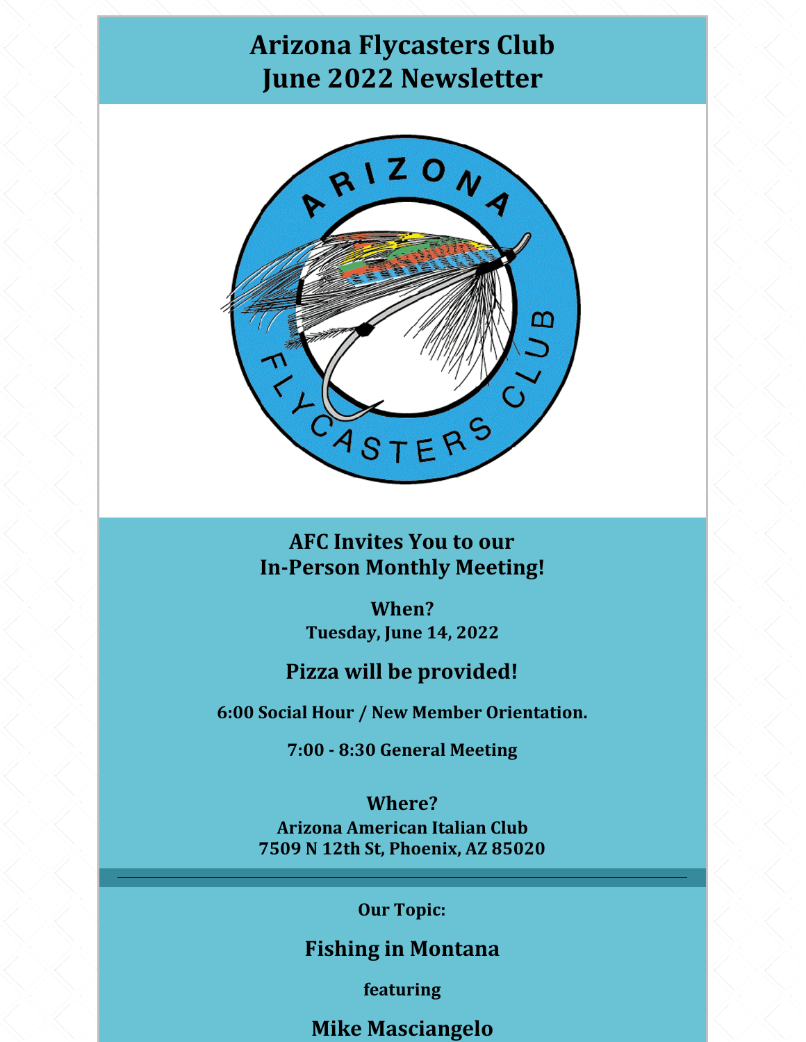# Arizona Flycasters Club
# June 2022 Newsletter

## AFC Invites You to our In-Person Monthly Meeting!

**When?**
**Tuesday, June 14, 2022**

### Pizza will be provided!

**6:00 Social Hour / New Member Orientation.**

**7:00 - 8:30 General Meeting**

**Where?**
**Arizona American Italian Club**
**7509 N 12th St, Phoenix, AZ 85020**

---

**Our Topic:**

### Fishing in Montana

**featuring**

### Mike Masciangelo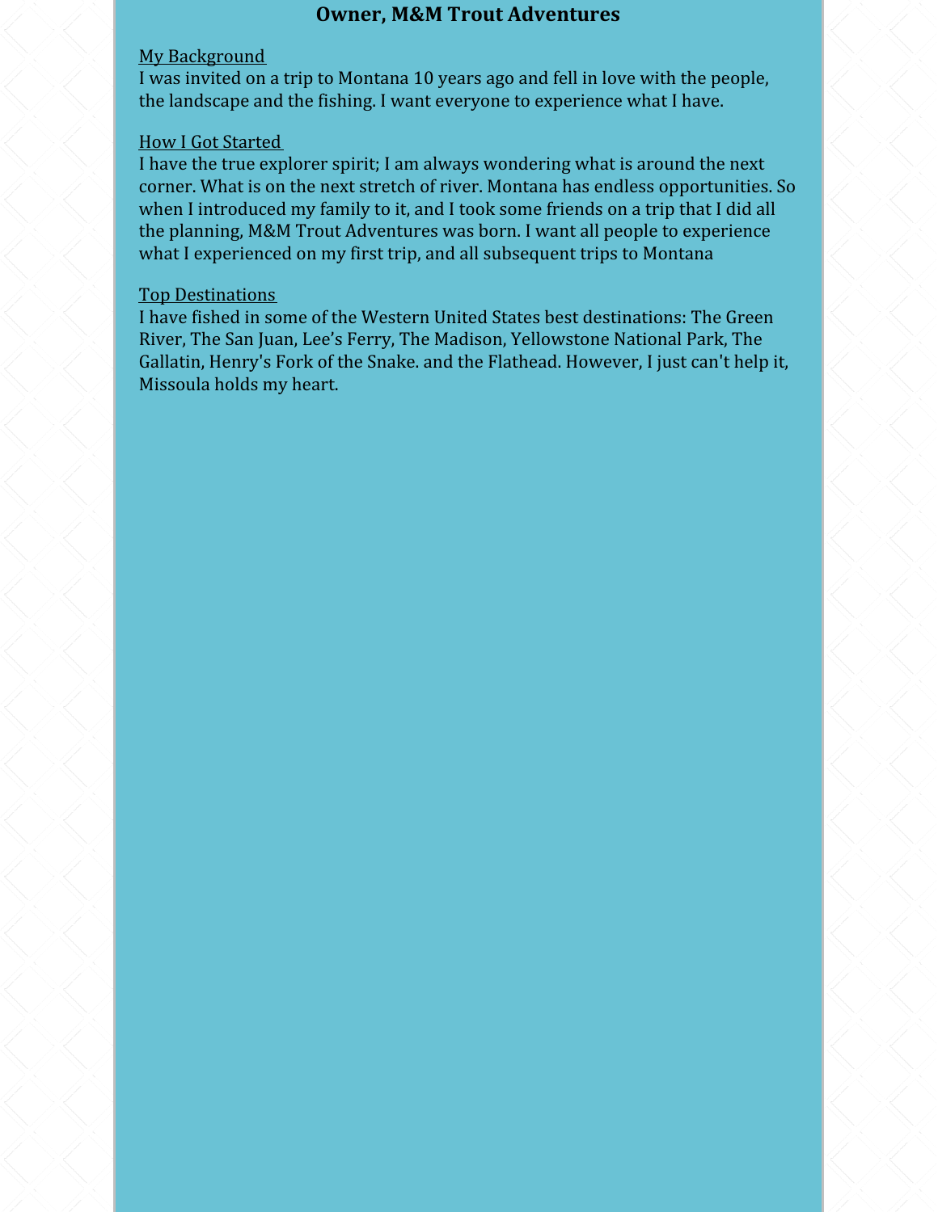## Owner, M&M Trout Adventures

### My Background

I was invited on a trip to Montana 10 years ago and fell in love with the people, the landscape and the fishing. I want everyone to experience what I have.

### How I Got Started

I have the true explorer spirit; I am always wondering what is around the next corner. What is on the next stretch of river. Montana has endless opportunities. So when I introduced my family to it, and I took some friends on a trip that I did all the planning, M&M Trout Adventures was born. I want all people to experience what I experienced on my first trip, and all subsequent trips to Montana

### Top Destinations

I have fished in some of the Western United States best destinations: The Green River, The San Juan, Lee's Ferry, The Madison, Yellowstone National Park, The Gallatin, Henry's Fork of the Snake. and the Flathead. However, I just can't help it, Missoula holds my heart.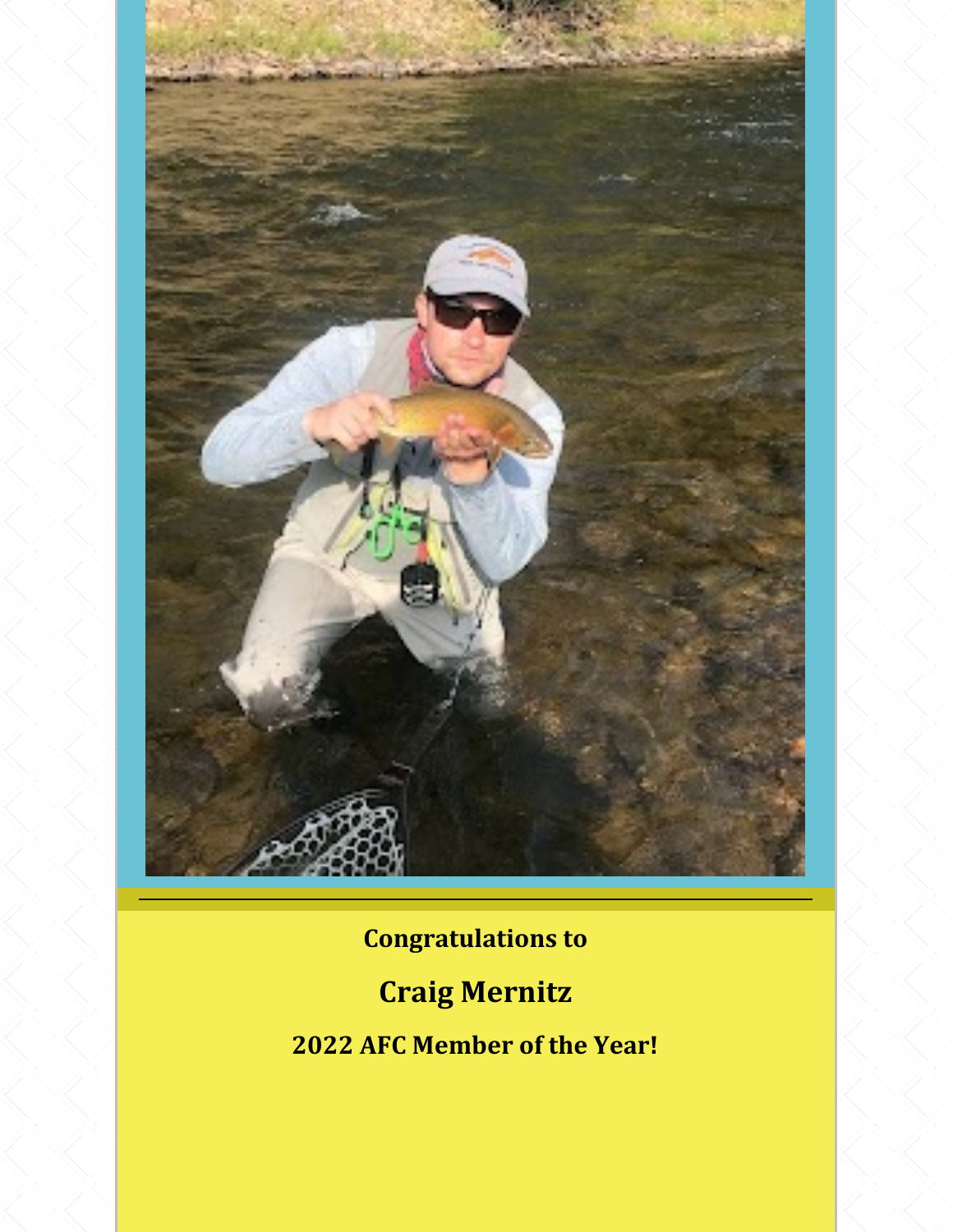**Congratulations to**

## Craig Mernitz

**2022 AFC Member of the Year!**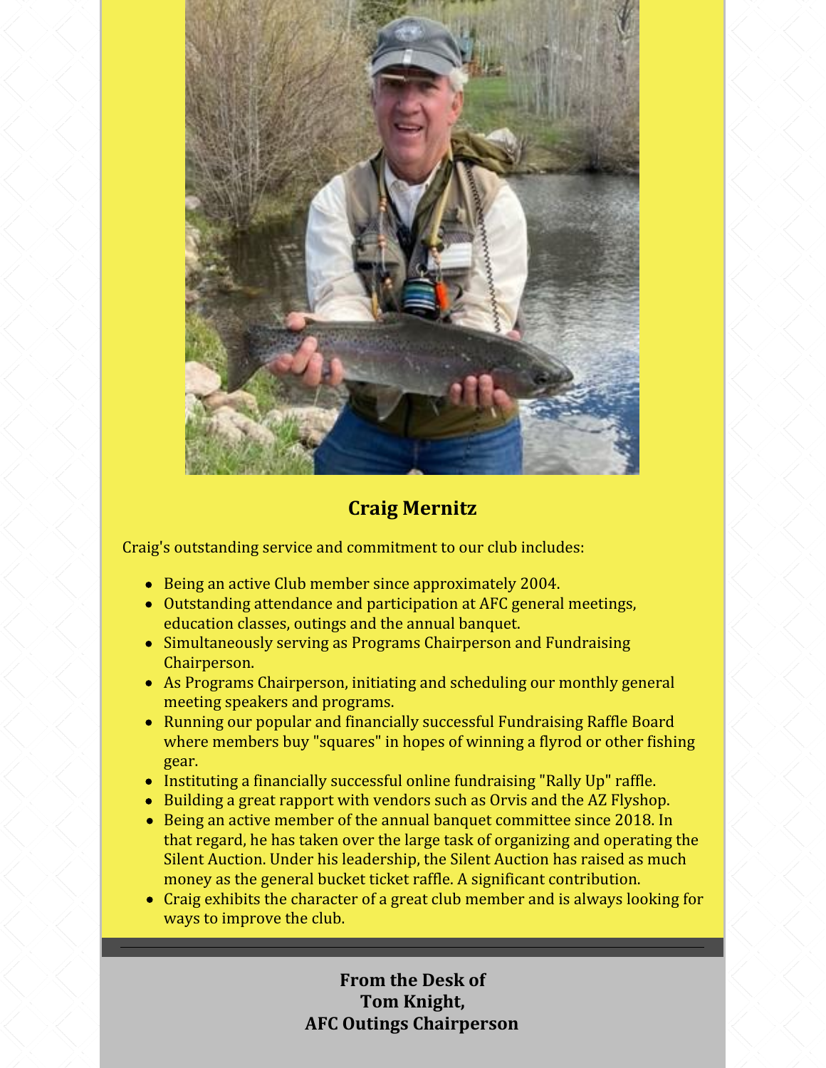### Craig Mernitz

Craig's outstanding service and commitment to our club includes:

- Being an active Club member since approximately 2004.
- Outstanding attendance and participation at AFC general meetings, education classes, outings and the annual banquet.
- Simultaneously serving as Programs Chairperson and Fundraising Chairperson.
- As Programs Chairperson, initiating and scheduling our monthly general meeting speakers and programs.
- Running our popular and financially successful Fundraising Raffle Board where members buy "squares" in hopes of winning a flyrod or other fishing gear.
- Instituting a financially successful online fundraising "Rally Up" raffle.
- Building a great rapport with vendors such as Orvis and the AZ Flyshop.
- Being an active member of the annual banquet committee since 2018. In that regard, he has taken over the large task of organizing and operating the Silent Auction. Under his leadership, the Silent Auction has raised as much money as the general bucket ticket raffle. A significant contribution.
- Craig exhibits the character of a great club member and is always looking for ways to improve the club.

---

**From the Desk of**
**Tom Knight,**
**AFC Outings Chairperson**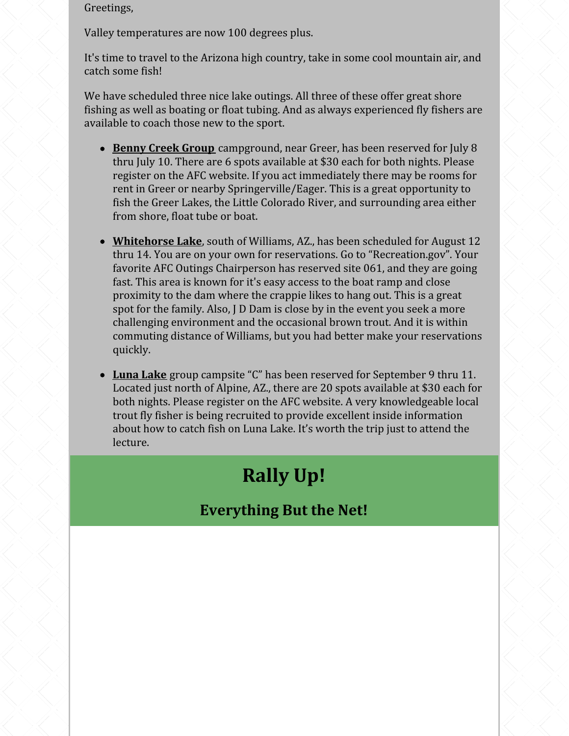Greetings,

Valley temperatures are now 100 degrees plus.

It's time to travel to the Arizona high country, take in some cool mountain air, and catch some fish!

We have scheduled three nice lake outings. All three of these offer great shore fishing as well as boating or float tubing. And as always experienced fly fishers are available to coach those new to the sport.

- **Benny Creek Group** campground, near Greer, has been reserved for July 8 thru July 10. There are 6 spots available at $30 each for both nights. Please register on the AFC website. If you act immediately there may be rooms for rent in Greer or nearby Springerville/Eager. This is a great opportunity to fish the Greer Lakes, the Little Colorado River, and surrounding area either from shore, float tube or boat.

- **Whitehorse Lake**, south of Williams, AZ., has been scheduled for August 12 thru 14. You are on your own for reservations. Go to "Recreation.gov". Your favorite AFC Outings Chairperson has reserved site 061, and they are going fast. This area is known for it's easy access to the boat ramp and close proximity to the dam where the crappie likes to hang out. This is a great spot for the family. Also, J D Dam is close by in the event you seek a more challenging environment and the occasional brown trout. And it is within commuting distance of Williams, but you had better make your reservations quickly.

- **Luna Lake** group campsite "C" has been reserved for September 9 thru 11. Located just north of Alpine, AZ., there are 20 spots available at $30 each for both nights. Please register on the AFC website. A very knowledgeable local trout fly fisher is being recruited to provide excellent inside information about how to catch fish on Luna Lake. It's worth the trip just to attend the lecture.

# Rally Up!

## Everything But the Net!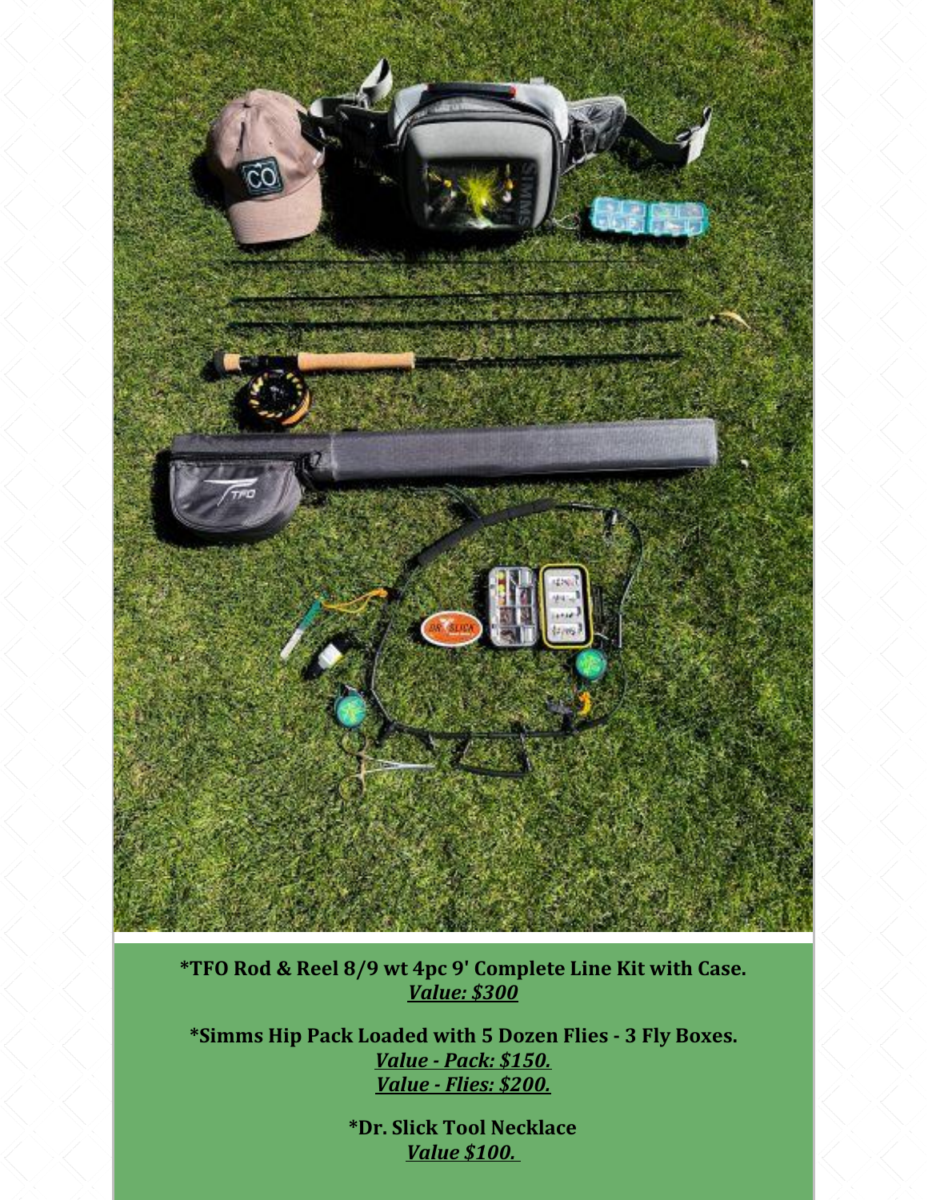**\*TFO Rod & Reel 8/9 wt 4pc 9' Complete Line Kit with Case.**
***Value: $300***

**\*Simms Hip Pack Loaded with 5 Dozen Flies - 3 Fly Boxes.**
***Value - Pack: $150.***
***Value - Flies: $200.***

**\*Dr. Slick Tool Necklace**
***Value $100.***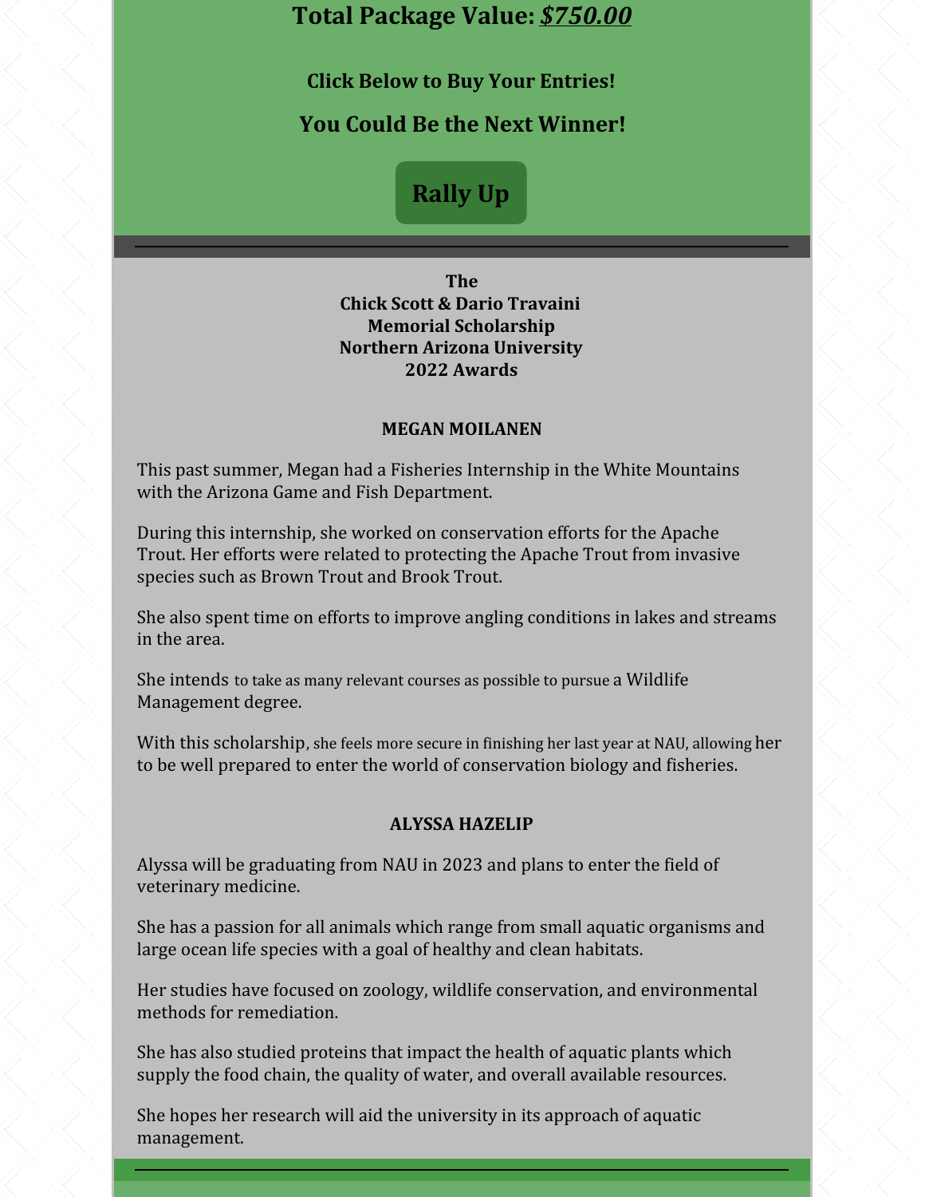## Total Package Value: ***$750.00***

**Click Below to Buy Your Entries!**

**You Could Be the Next Winner!**

**Rally Up**

---

**The**
**Chick Scott & Dario Travaini**
**Memorial Scholarship**
**Northern Arizona University**
**2022 Awards**

**MEGAN MOILANEN**

This past summer, Megan had a Fisheries Internship in the White Mountains with the Arizona Game and Fish Department.

During this internship, she worked on conservation efforts for the Apache Trout. Her efforts were related to protecting the Apache Trout from invasive species such as Brown Trout and Brook Trout.

She also spent time on efforts to improve angling conditions in lakes and streams in the area.

She intends to take as many relevant courses as possible to pursue a Wildlife Management degree.

With this scholarship, she feels more secure in finishing her last year at NAU, allowing her to be well prepared to enter the world of conservation biology and fisheries.

**ALYSSA HAZELIP**

Alyssa will be graduating from NAU in 2023 and plans to enter the field of veterinary medicine.

She has a passion for all animals which range from small aquatic organisms and large ocean life species with a goal of healthy and clean habitats.

Her studies have focused on zoology, wildlife conservation, and environmental methods for remediation.

She has also studied proteins that impact the health of aquatic plants which supply the food chain, the quality of water, and overall available resources.

She hopes her research will aid the university in its approach of aquatic management.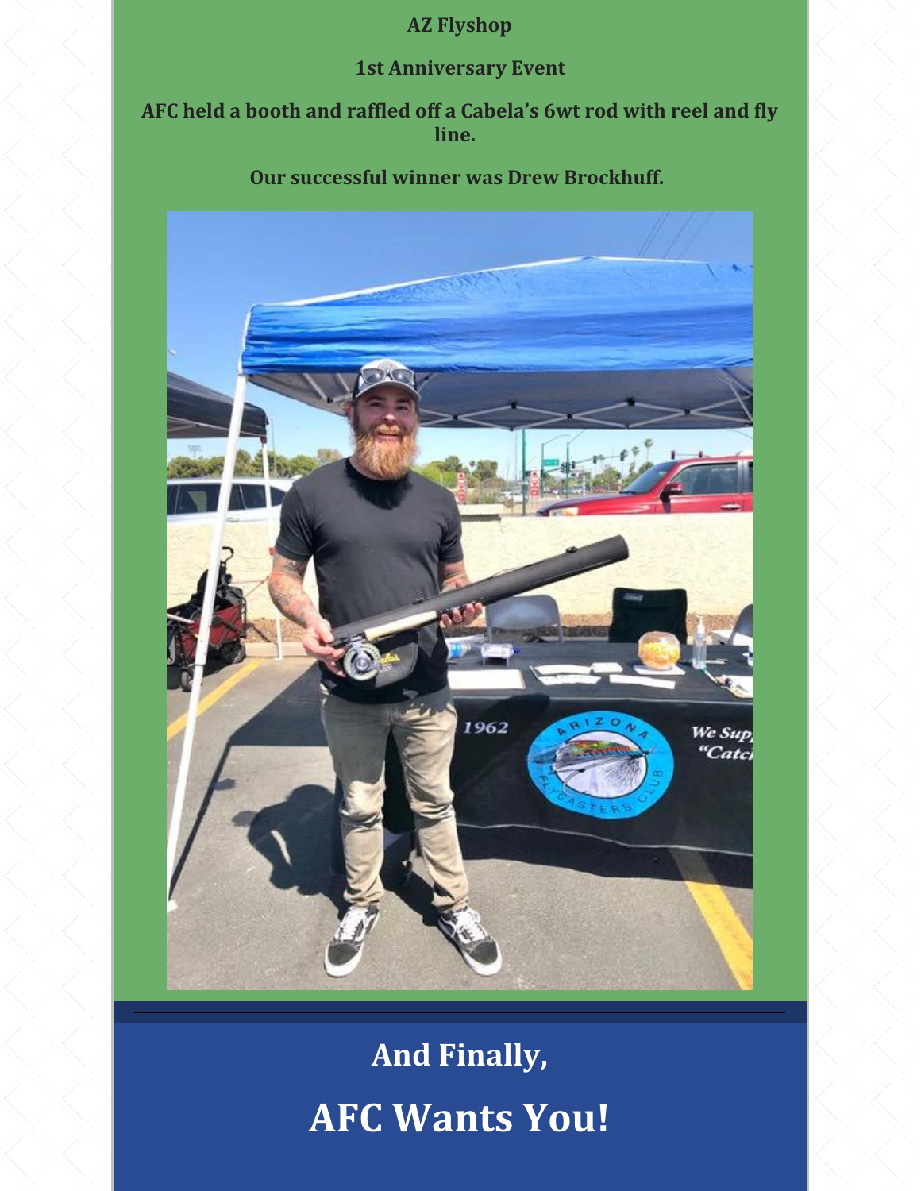**AZ Flyshop**

**1st Anniversary Event**

**AFC held a booth and raffled off a Cabela's 6wt rod with reel and fly line.**

**Our successful winner was Drew Brockhuff.**

## And Finally,

# AFC Wants You!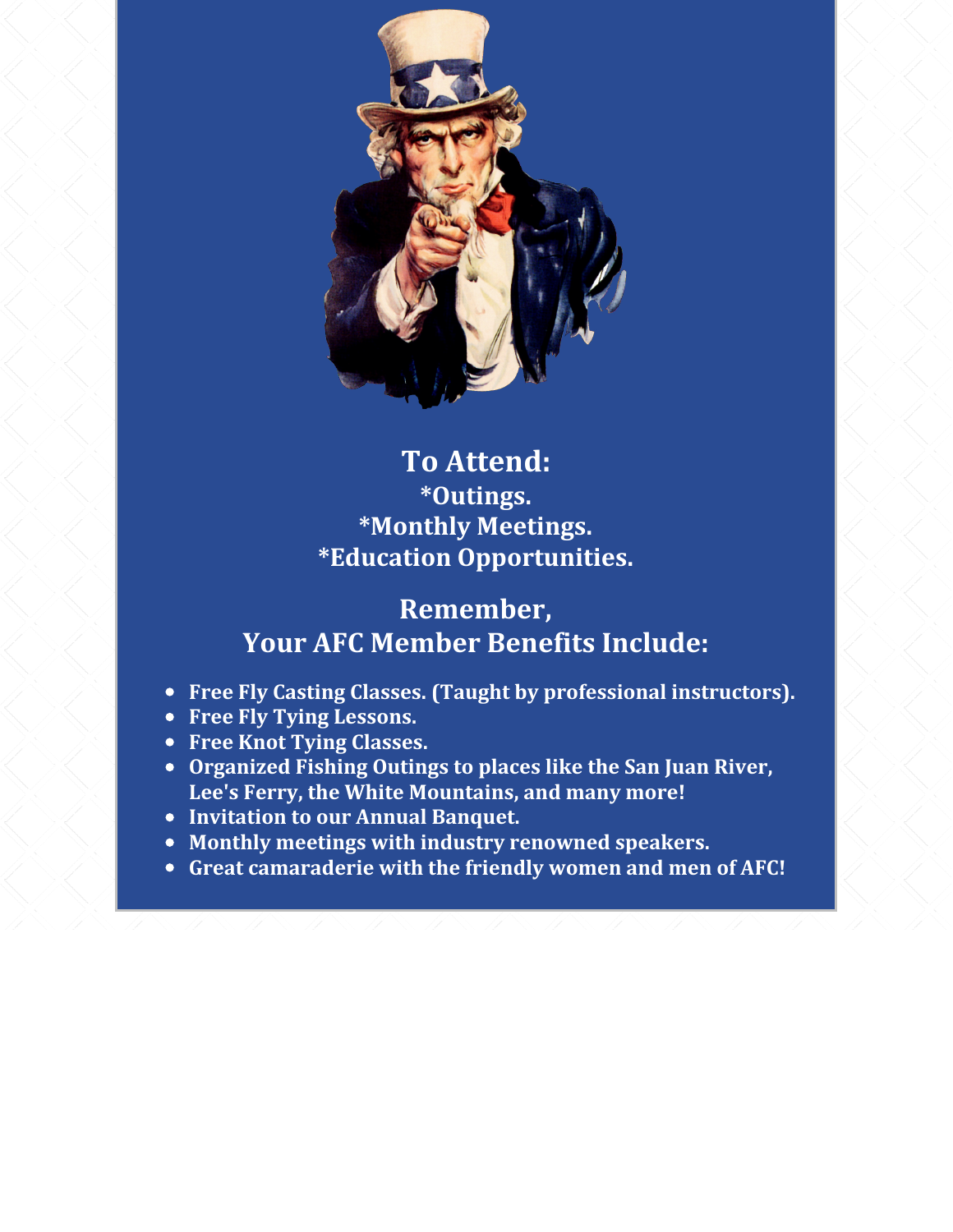## To Attend:

**\*Outings.**
**\*Monthly Meetings.**
**\*Education Opportunities.**

## Remember,
## Your AFC Member Benefits Include:

- **Free Fly Casting Classes. (Taught by professional instructors).**
- **Free Fly Tying Lessons.**
- **Free Knot Tying Classes.**
- **Organized Fishing Outings to places like the San Juan River, Lee's Ferry, the White Mountains, and many more!**
- **Invitation to our Annual Banquet.**
- **Monthly meetings with industry renowned speakers.**
- **Great camaraderie with the friendly women and men of AFC!**